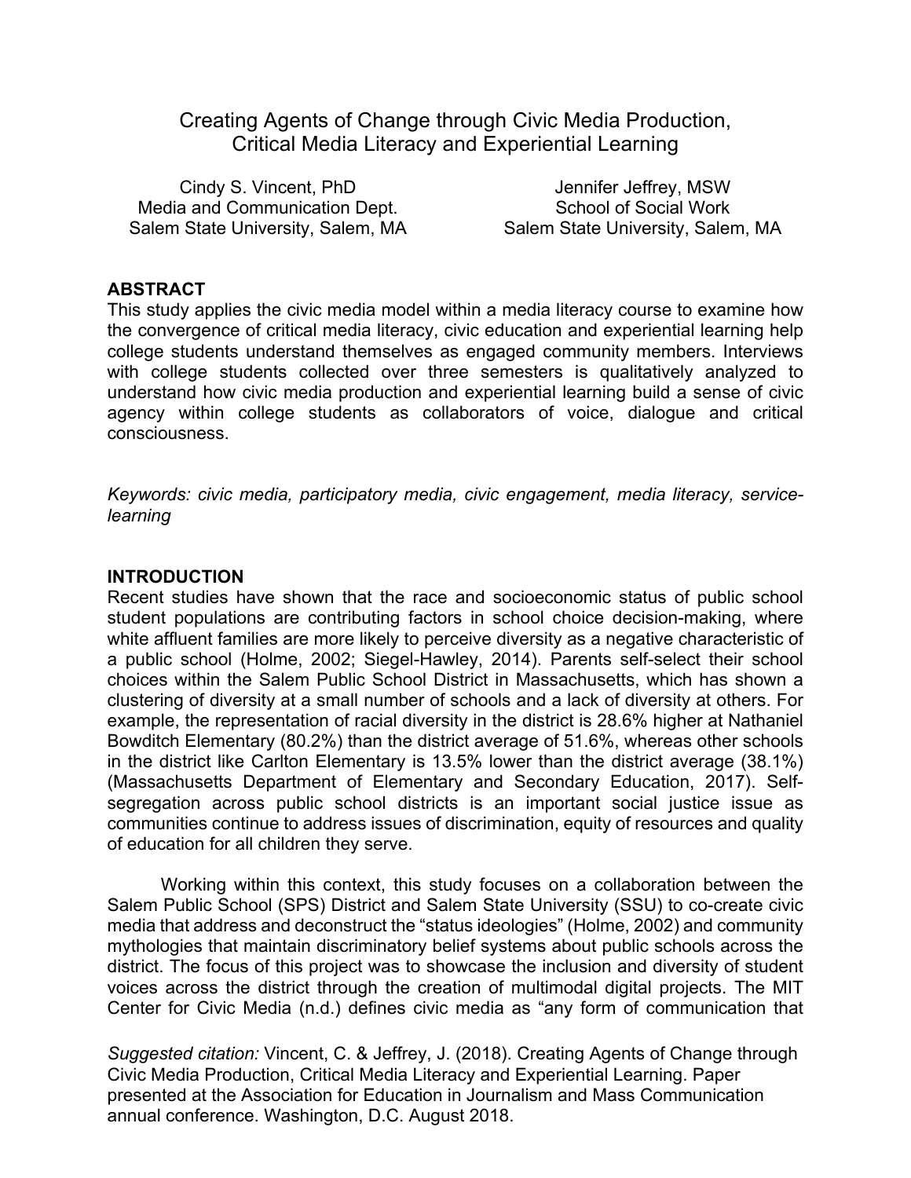# Creating Agents of Change through Civic Media Production, Critical Media Literacy and Experiential Learning

Cindy S. Vincent, PhD
Media and Communication Dept.
Salem State University, Salem, MA

Jennifer Jeffrey, MSW
School of Social Work
Salem State University, Salem, MA

## ABSTRACT

This study applies the civic media model within a media literacy course to examine how the convergence of critical media literacy, civic education and experiential learning help college students understand themselves as engaged community members. Interviews with college students collected over three semesters is qualitatively analyzed to understand how civic media production and experiential learning build a sense of civic agency within college students as collaborators of voice, dialogue and critical consciousness.

*Keywords: civic media, participatory media, civic engagement, media literacy, service-learning*

## INTRODUCTION

Recent studies have shown that the race and socioeconomic status of public school student populations are contributing factors in school choice decision-making, where white affluent families are more likely to perceive diversity as a negative characteristic of a public school (Holme, 2002; Siegel-Hawley, 2014). Parents self-select their school choices within the Salem Public School District in Massachusetts, which has shown a clustering of diversity at a small number of schools and a lack of diversity at others. For example, the representation of racial diversity in the district is 28.6% higher at Nathaniel Bowditch Elementary (80.2%) than the district average of 51.6%, whereas other schools in the district like Carlton Elementary is 13.5% lower than the district average (38.1%) (Massachusetts Department of Elementary and Secondary Education, 2017). Self-segregation across public school districts is an important social justice issue as communities continue to address issues of discrimination, equity of resources and quality of education for all children they serve.

Working within this context, this study focuses on a collaboration between the Salem Public School (SPS) District and Salem State University (SSU) to co-create civic media that address and deconstruct the "status ideologies" (Holme, 2002) and community mythologies that maintain discriminatory belief systems about public schools across the district. The focus of this project was to showcase the inclusion and diversity of student voices across the district through the creation of multimodal digital projects. The MIT Center for Civic Media (n.d.) defines civic media as "any form of communication that

*Suggested citation:* Vincent, C. & Jeffrey, J. (2018). Creating Agents of Change through Civic Media Production, Critical Media Literacy and Experiential Learning. Paper presented at the Association for Education in Journalism and Mass Communication annual conference. Washington, D.C. August 2018.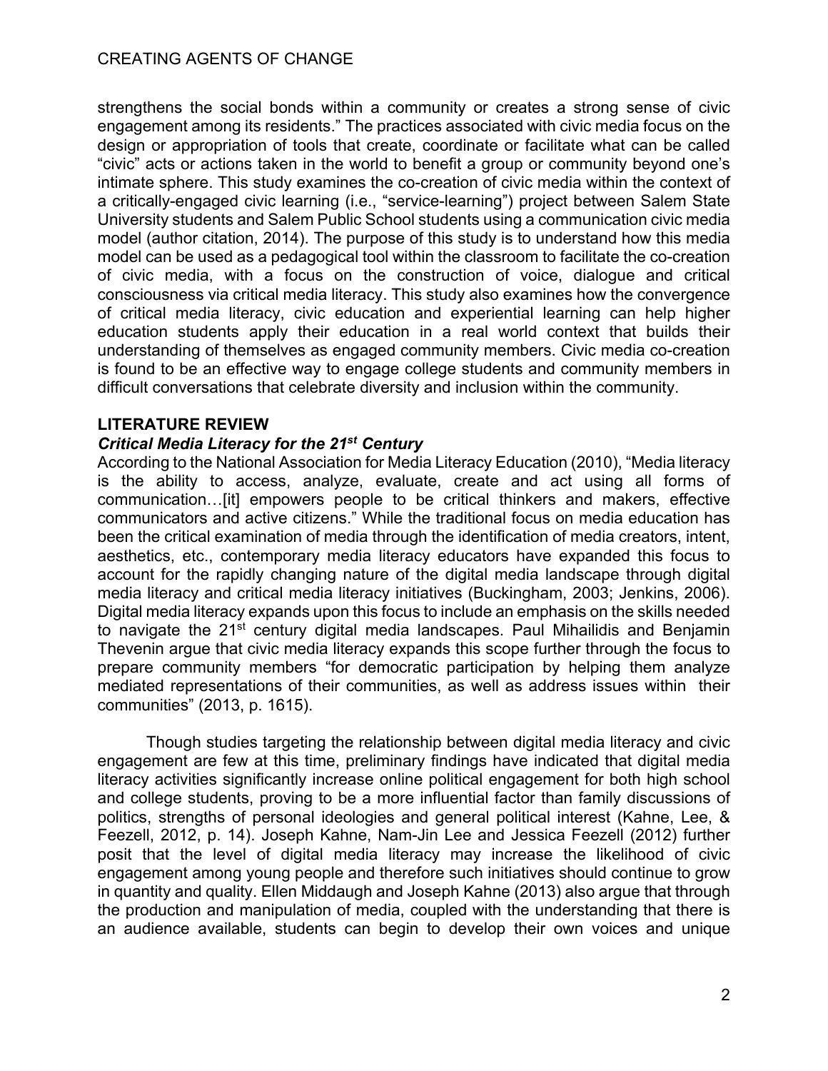strengthens the social bonds within a community or creates a strong sense of civic engagement among its residents." The practices associated with civic media focus on the design or appropriation of tools that create, coordinate or facilitate what can be called "civic" acts or actions taken in the world to benefit a group or community beyond one's intimate sphere. This study examines the co-creation of civic media within the context of a critically-engaged civic learning (i.e., "service-learning") project between Salem State University students and Salem Public School students using a communication civic media model (author citation, 2014). The purpose of this study is to understand how this media model can be used as a pedagogical tool within the classroom to facilitate the co-creation of civic media, with a focus on the construction of voice, dialogue and critical consciousness via critical media literacy. This study also examines how the convergence of critical media literacy, civic education and experiential learning can help higher education students apply their education in a real world context that builds their understanding of themselves as engaged community members. Civic media co-creation is found to be an effective way to engage college students and community members in difficult conversations that celebrate diversity and inclusion within the community.

## LITERATURE REVIEW

### *Critical Media Literacy for the 21st Century*

According to the National Association for Media Literacy Education (2010), "Media literacy is the ability to access, analyze, evaluate, create and act using all forms of communication…[it] empowers people to be critical thinkers and makers, effective communicators and active citizens." While the traditional focus on media education has been the critical examination of media through the identification of media creators, intent, aesthetics, etc., contemporary media literacy educators have expanded this focus to account for the rapidly changing nature of the digital media landscape through digital media literacy and critical media literacy initiatives (Buckingham, 2003; Jenkins, 2006). Digital media literacy expands upon this focus to include an emphasis on the skills needed to navigate the 21st century digital media landscapes. Paul Mihailidis and Benjamin Thevenin argue that civic media literacy expands this scope further through the focus to prepare community members "for democratic participation by helping them analyze mediated representations of their communities, as well as address issues within their communities" (2013, p. 1615).

Though studies targeting the relationship between digital media literacy and civic engagement are few at this time, preliminary findings have indicated that digital media literacy activities significantly increase online political engagement for both high school and college students, proving to be a more influential factor than family discussions of politics, strengths of personal ideologies and general political interest (Kahne, Lee, & Feezell, 2012, p. 14). Joseph Kahne, Nam-Jin Lee and Jessica Feezell (2012) further posit that the level of digital media literacy may increase the likelihood of civic engagement among young people and therefore such initiatives should continue to grow in quantity and quality. Ellen Middaugh and Joseph Kahne (2013) also argue that through the production and manipulation of media, coupled with the understanding that there is an audience available, students can begin to develop their own voices and unique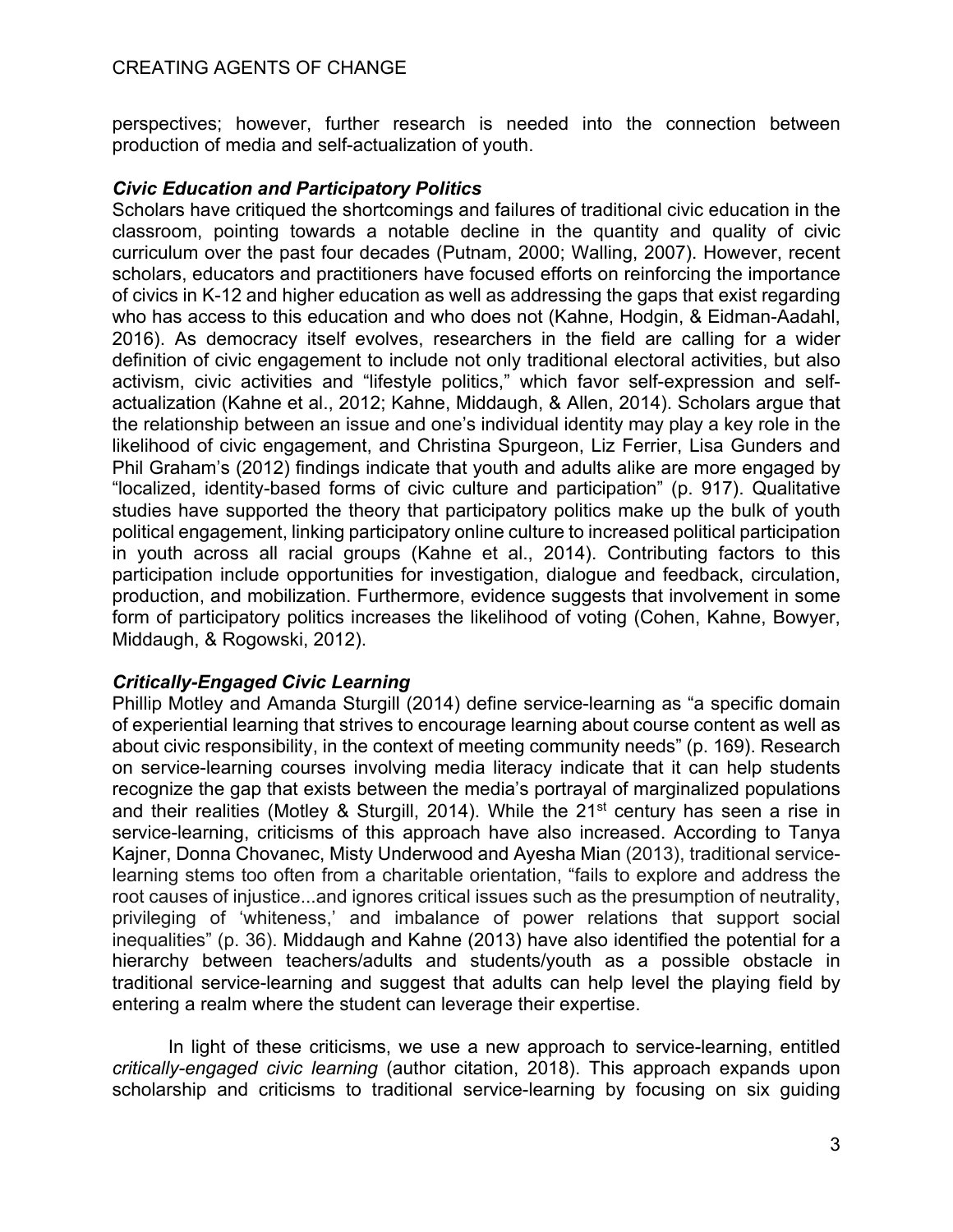perspectives; however, further research is needed into the connection between production of media and self-actualization of youth.

### *Civic Education and Participatory Politics*

Scholars have critiqued the shortcomings and failures of traditional civic education in the classroom, pointing towards a notable decline in the quantity and quality of civic curriculum over the past four decades (Putnam, 2000; Walling, 2007). However, recent scholars, educators and practitioners have focused efforts on reinforcing the importance of civics in K-12 and higher education as well as addressing the gaps that exist regarding who has access to this education and who does not (Kahne, Hodgin, & Eidman-Aadahl, 2016). As democracy itself evolves, researchers in the field are calling for a wider definition of civic engagement to include not only traditional electoral activities, but also activism, civic activities and "lifestyle politics," which favor self-expression and self-actualization (Kahne et al., 2012; Kahne, Middaugh, & Allen, 2014). Scholars argue that the relationship between an issue and one's individual identity may play a key role in the likelihood of civic engagement, and Christina Spurgeon, Liz Ferrier, Lisa Gunders and Phil Graham's (2012) findings indicate that youth and adults alike are more engaged by "localized, identity-based forms of civic culture and participation" (p. 917). Qualitative studies have supported the theory that participatory politics make up the bulk of youth political engagement, linking participatory online culture to increased political participation in youth across all racial groups (Kahne et al., 2014). Contributing factors to this participation include opportunities for investigation, dialogue and feedback, circulation, production, and mobilization. Furthermore, evidence suggests that involvement in some form of participatory politics increases the likelihood of voting (Cohen, Kahne, Bowyer, Middaugh, & Rogowski, 2012).

### *Critically-Engaged Civic Learning*

Phillip Motley and Amanda Sturgill (2014) define service-learning as "a specific domain of experiential learning that strives to encourage learning about course content as well as about civic responsibility, in the context of meeting community needs" (p. 169). Research on service-learning courses involving media literacy indicate that it can help students recognize the gap that exists between the media's portrayal of marginalized populations and their realities (Motley & Sturgill, 2014). While the 21st century has seen a rise in service-learning, criticisms of this approach have also increased. According to Tanya Kajner, Donna Chovanec, Misty Underwood and Ayesha Mian (2013), traditional service-learning stems too often from a charitable orientation, "fails to explore and address the root causes of injustice...and ignores critical issues such as the presumption of neutrality, privileging of 'whiteness,' and imbalance of power relations that support social inequalities" (p. 36). Middaugh and Kahne (2013) have also identified the potential for a hierarchy between teachers/adults and students/youth as a possible obstacle in traditional service-learning and suggest that adults can help level the playing field by entering a realm where the student can leverage their expertise.

In light of these criticisms, we use a new approach to service-learning, entitled *critically-engaged civic learning* (author citation, 2018). This approach expands upon scholarship and criticisms to traditional service-learning by focusing on six guiding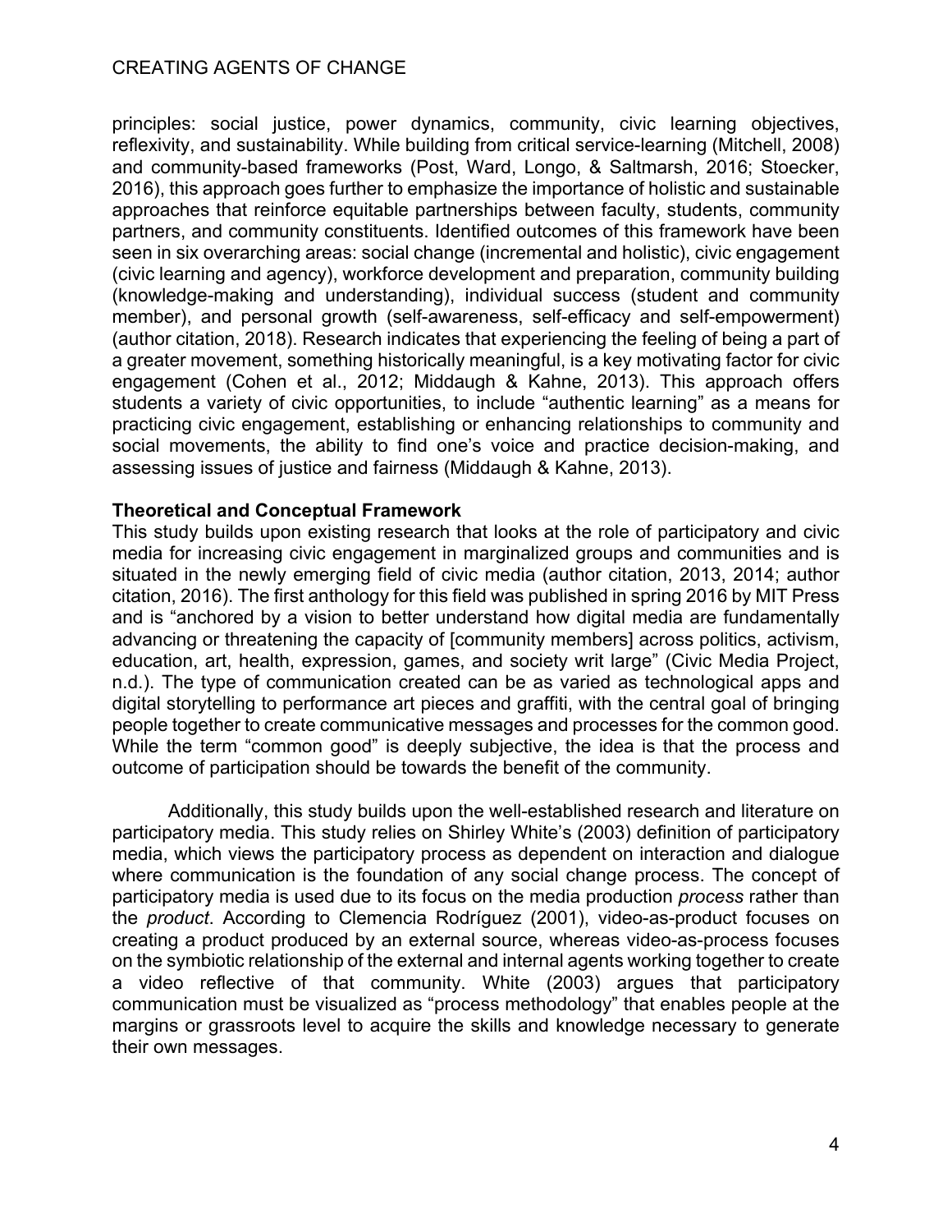principles: social justice, power dynamics, community, civic learning objectives, reflexivity, and sustainability. While building from critical service-learning (Mitchell, 2008) and community-based frameworks (Post, Ward, Longo, & Saltmarsh, 2016; Stoecker, 2016), this approach goes further to emphasize the importance of holistic and sustainable approaches that reinforce equitable partnerships between faculty, students, community partners, and community constituents. Identified outcomes of this framework have been seen in six overarching areas: social change (incremental and holistic), civic engagement (civic learning and agency), workforce development and preparation, community building (knowledge-making and understanding), individual success (student and community member), and personal growth (self-awareness, self-efficacy and self-empowerment) (author citation, 2018). Research indicates that experiencing the feeling of being a part of a greater movement, something historically meaningful, is a key motivating factor for civic engagement (Cohen et al., 2012; Middaugh & Kahne, 2013). This approach offers students a variety of civic opportunities, to include "authentic learning" as a means for practicing civic engagement, establishing or enhancing relationships to community and social movements, the ability to find one's voice and practice decision-making, and assessing issues of justice and fairness (Middaugh & Kahne, 2013).

**Theoretical and Conceptual Framework**

This study builds upon existing research that looks at the role of participatory and civic media for increasing civic engagement in marginalized groups and communities and is situated in the newly emerging field of civic media (author citation, 2013, 2014; author citation, 2016). The first anthology for this field was published in spring 2016 by MIT Press and is "anchored by a vision to better understand how digital media are fundamentally advancing or threatening the capacity of [community members] across politics, activism, education, art, health, expression, games, and society writ large" (Civic Media Project, n.d.). The type of communication created can be as varied as technological apps and digital storytelling to performance art pieces and graffiti, with the central goal of bringing people together to create communicative messages and processes for the common good. While the term "common good" is deeply subjective, the idea is that the process and outcome of participation should be towards the benefit of the community.

Additionally, this study builds upon the well-established research and literature on participatory media. This study relies on Shirley White's (2003) definition of participatory media, which views the participatory process as dependent on interaction and dialogue where communication is the foundation of any social change process. The concept of participatory media is used due to its focus on the media production *process* rather than the *product*. According to Clemencia Rodríguez (2001), video-as-product focuses on creating a product produced by an external source, whereas video-as-process focuses on the symbiotic relationship of the external and internal agents working together to create a video reflective of that community. White (2003) argues that participatory communication must be visualized as "process methodology" that enables people at the margins or grassroots level to acquire the skills and knowledge necessary to generate their own messages.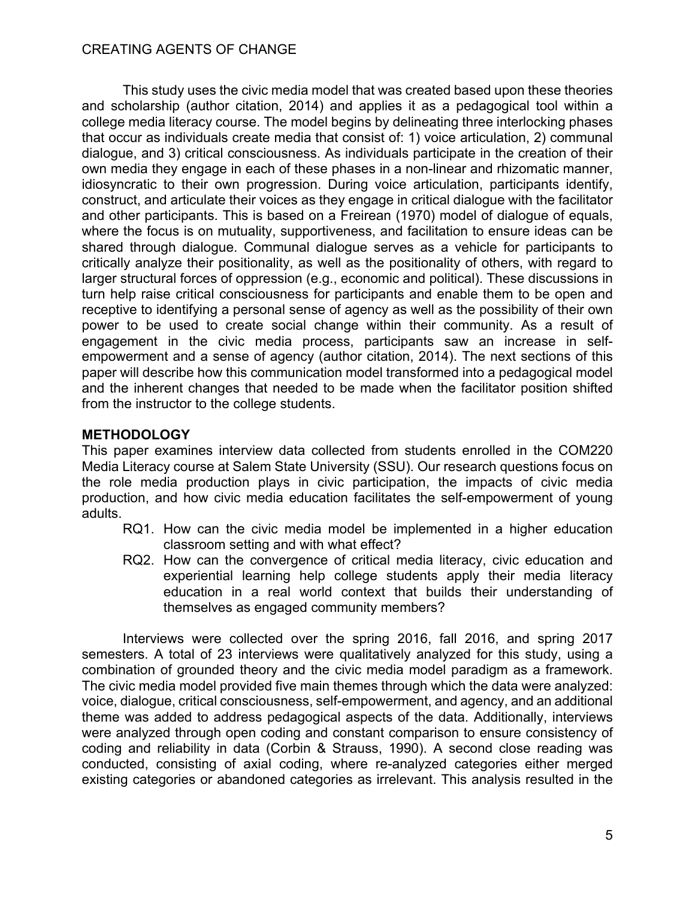This study uses the civic media model that was created based upon these theories and scholarship (author citation, 2014) and applies it as a pedagogical tool within a college media literacy course. The model begins by delineating three interlocking phases that occur as individuals create media that consist of: 1) voice articulation, 2) communal dialogue, and 3) critical consciousness. As individuals participate in the creation of their own media they engage in each of these phases in a non-linear and rhizomatic manner, idiosyncratic to their own progression. During voice articulation, participants identify, construct, and articulate their voices as they engage in critical dialogue with the facilitator and other participants. This is based on a Freirean (1970) model of dialogue of equals, where the focus is on mutuality, supportiveness, and facilitation to ensure ideas can be shared through dialogue. Communal dialogue serves as a vehicle for participants to critically analyze their positionality, as well as the positionality of others, with regard to larger structural forces of oppression (e.g., economic and political). These discussions in turn help raise critical consciousness for participants and enable them to be open and receptive to identifying a personal sense of agency as well as the possibility of their own power to be used to create social change within their community. As a result of engagement in the civic media process, participants saw an increase in self-empowerment and a sense of agency (author citation, 2014). The next sections of this paper will describe how this communication model transformed into a pedagogical model and the inherent changes that needed to be made when the facilitator position shifted from the instructor to the college students.

## METHODOLOGY

This paper examines interview data collected from students enrolled in the COM220 Media Literacy course at Salem State University (SSU). Our research questions focus on the role media production plays in civic participation, the impacts of civic media production, and how civic media education facilitates the self-empowerment of young adults.

- RQ1. How can the civic media model be implemented in a higher education classroom setting and with what effect?
- RQ2. How can the convergence of critical media literacy, civic education and experiential learning help college students apply their media literacy education in a real world context that builds their understanding of themselves as engaged community members?

Interviews were collected over the spring 2016, fall 2016, and spring 2017 semesters. A total of 23 interviews were qualitatively analyzed for this study, using a combination of grounded theory and the civic media model paradigm as a framework. The civic media model provided five main themes through which the data were analyzed: voice, dialogue, critical consciousness, self-empowerment, and agency, and an additional theme was added to address pedagogical aspects of the data. Additionally, interviews were analyzed through open coding and constant comparison to ensure consistency of coding and reliability in data (Corbin & Strauss, 1990). A second close reading was conducted, consisting of axial coding, where re-analyzed categories either merged existing categories or abandoned categories as irrelevant. This analysis resulted in the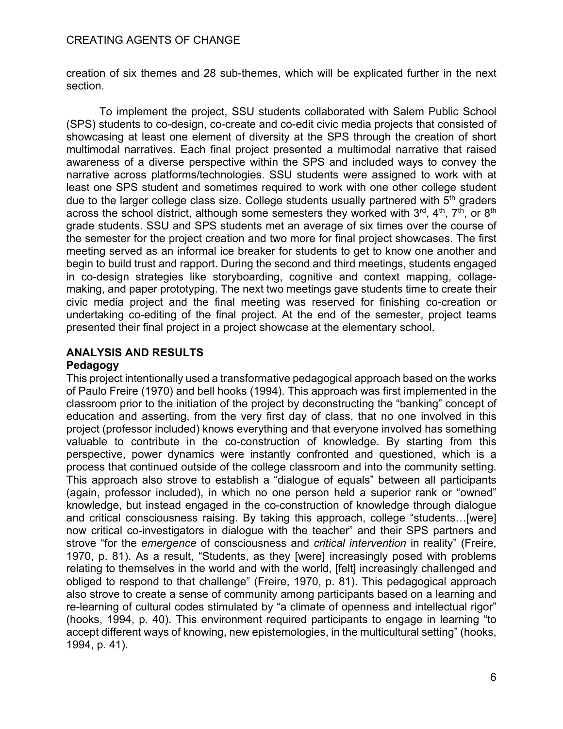creation of six themes and 28 sub-themes, which will be explicated further in the next section.

To implement the project, SSU students collaborated with Salem Public School (SPS) students to co-design, co-create and co-edit civic media projects that consisted of showcasing at least one element of diversity at the SPS through the creation of short multimodal narratives. Each final project presented a multimodal narrative that raised awareness of a diverse perspective within the SPS and included ways to convey the narrative across platforms/technologies. SSU students were assigned to work with at least one SPS student and sometimes required to work with one other college student due to the larger college class size. College students usually partnered with 5th graders across the school district, although some semesters they worked with 3rd, 4th, 7th, or 8th grade students. SSU and SPS students met an average of six times over the course of the semester for the project creation and two more for final project showcases. The first meeting served as an informal ice breaker for students to get to know one another and begin to build trust and rapport. During the second and third meetings, students engaged in co-design strategies like storyboarding, cognitive and context mapping, collage-making, and paper prototyping. The next two meetings gave students time to create their civic media project and the final meeting was reserved for finishing co-creation or undertaking co-editing of the final project. At the end of the semester, project teams presented their final project in a project showcase at the elementary school.

## ANALYSIS AND RESULTS

### Pedagogy

This project intentionally used a transformative pedagogical approach based on the works of Paulo Freire (1970) and bell hooks (1994). This approach was first implemented in the classroom prior to the initiation of the project by deconstructing the "banking" concept of education and asserting, from the very first day of class, that no one involved in this project (professor included) knows everything and that everyone involved has something valuable to contribute in the co-construction of knowledge. By starting from this perspective, power dynamics were instantly confronted and questioned, which is a process that continued outside of the college classroom and into the community setting. This approach also strove to establish a "dialogue of equals" between all participants (again, professor included), in which no one person held a superior rank or "owned" knowledge, but instead engaged in the co-construction of knowledge through dialogue and critical consciousness raising. By taking this approach, college "students…[were] now critical co-investigators in dialogue with the teacher" and their SPS partners and strove "for the *emergence* of consciousness and *critical intervention* in reality" (Freire, 1970, p. 81). As a result, "Students, as they [were] increasingly posed with problems relating to themselves in the world and with the world, [felt] increasingly challenged and obliged to respond to that challenge" (Freire, 1970, p. 81). This pedagogical approach also strove to create a sense of community among participants based on a learning and re-learning of cultural codes stimulated by "a climate of openness and intellectual rigor" (hooks, 1994, p. 40). This environment required participants to engage in learning "to accept different ways of knowing, new epistemologies, in the multicultural setting" (hooks, 1994, p. 41).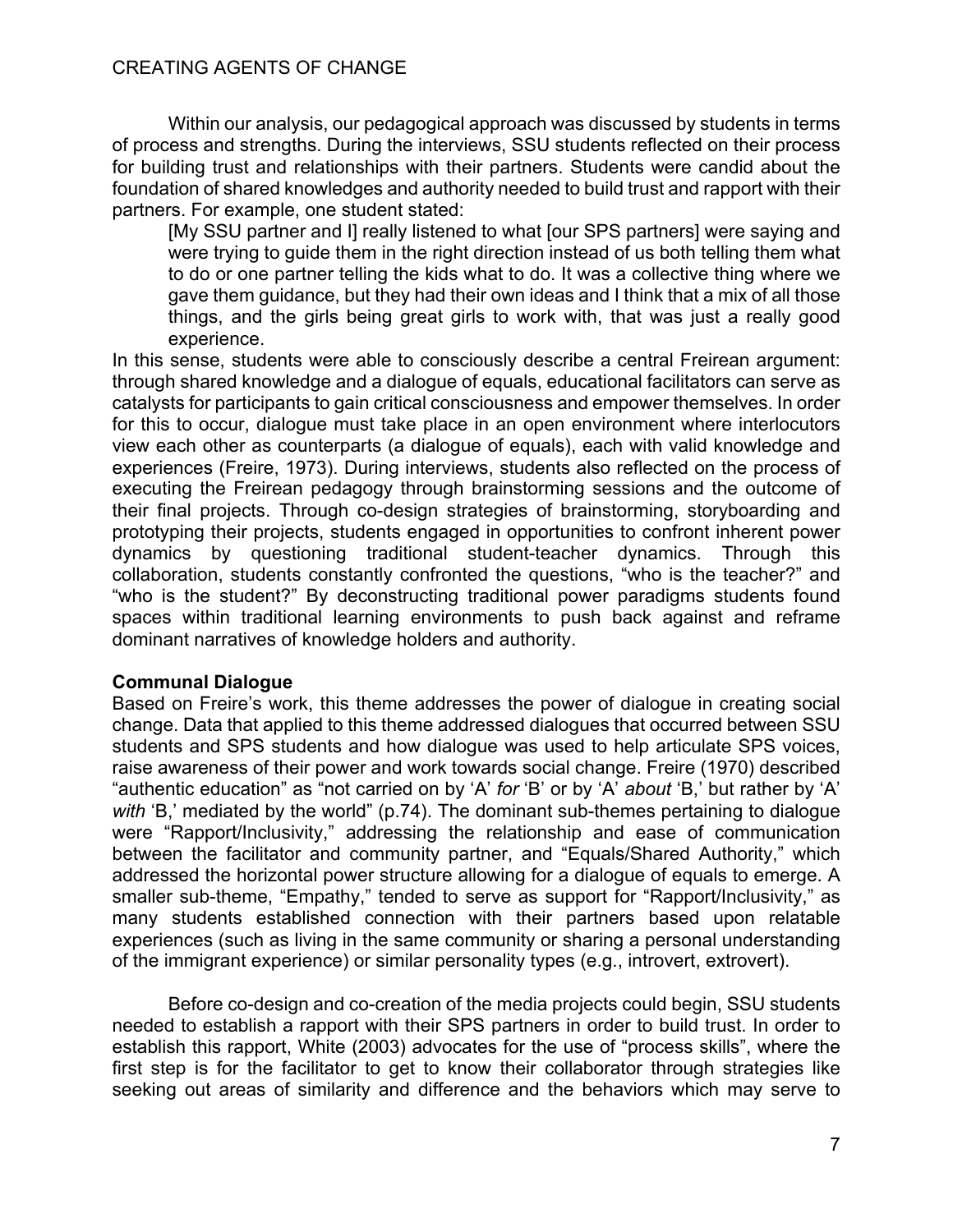Within our analysis, our pedagogical approach was discussed by students in terms of process and strengths. During the interviews, SSU students reflected on their process for building trust and relationships with their partners. Students were candid about the foundation of shared knowledges and authority needed to build trust and rapport with their partners. For example, one student stated:

> [My SSU partner and I] really listened to what [our SPS partners] were saying and were trying to guide them in the right direction instead of us both telling them what to do or one partner telling the kids what to do. It was a collective thing where we gave them guidance, but they had their own ideas and I think that a mix of all those things, and the girls being great girls to work with, that was just a really good experience.

In this sense, students were able to consciously describe a central Freirean argument: through shared knowledge and a dialogue of equals, educational facilitators can serve as catalysts for participants to gain critical consciousness and empower themselves. In order for this to occur, dialogue must take place in an open environment where interlocutors view each other as counterparts (a dialogue of equals), each with valid knowledge and experiences (Freire, 1973). During interviews, students also reflected on the process of executing the Freirean pedagogy through brainstorming sessions and the outcome of their final projects. Through co-design strategies of brainstorming, storyboarding and prototyping their projects, students engaged in opportunities to confront inherent power dynamics by questioning traditional student-teacher dynamics. Through this collaboration, students constantly confronted the questions, "who is the teacher?" and "who is the student?" By deconstructing traditional power paradigms students found spaces within traditional learning environments to push back against and reframe dominant narratives of knowledge holders and authority.

**Communal Dialogue**

Based on Freire's work, this theme addresses the power of dialogue in creating social change. Data that applied to this theme addressed dialogues that occurred between SSU students and SPS students and how dialogue was used to help articulate SPS voices, raise awareness of their power and work towards social change. Freire (1970) described "authentic education" as "not carried on by 'A' *for* 'B' or by 'A' *about* 'B,' but rather by 'A' *with* 'B,' mediated by the world" (p.74). The dominant sub-themes pertaining to dialogue were "Rapport/Inclusivity," addressing the relationship and ease of communication between the facilitator and community partner, and "Equals/Shared Authority," which addressed the horizontal power structure allowing for a dialogue of equals to emerge. A smaller sub-theme, "Empathy," tended to serve as support for "Rapport/Inclusivity," as many students established connection with their partners based upon relatable experiences (such as living in the same community or sharing a personal understanding of the immigrant experience) or similar personality types (e.g., introvert, extrovert).

Before co-design and co-creation of the media projects could begin, SSU students needed to establish a rapport with their SPS partners in order to build trust. In order to establish this rapport, White (2003) advocates for the use of "process skills", where the first step is for the facilitator to get to know their collaborator through strategies like seeking out areas of similarity and difference and the behaviors which may serve to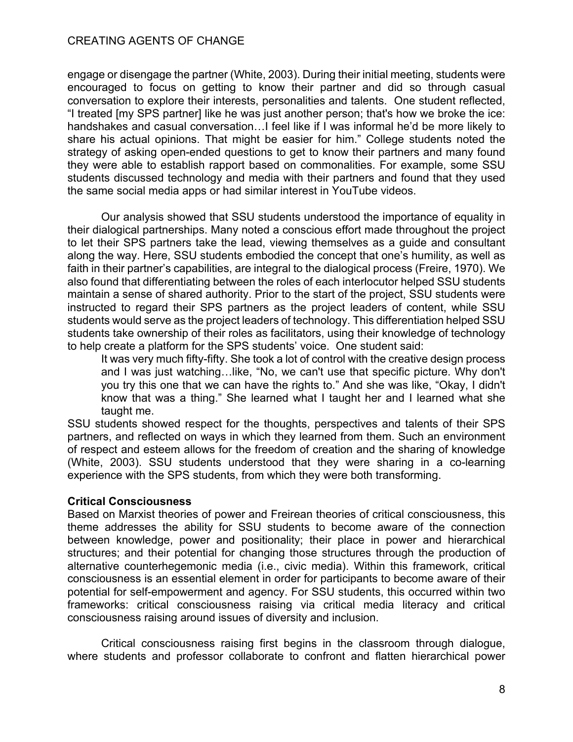engage or disengage the partner (White, 2003). During their initial meeting, students were encouraged to focus on getting to know their partner and did so through casual conversation to explore their interests, personalities and talents. One student reflected, "I treated [my SPS partner] like he was just another person; that's how we broke the ice: handshakes and casual conversation…I feel like if I was informal he'd be more likely to share his actual opinions. That might be easier for him." College students noted the strategy of asking open-ended questions to get to know their partners and many found they were able to establish rapport based on commonalities. For example, some SSU students discussed technology and media with their partners and found that they used the same social media apps or had similar interest in YouTube videos.

Our analysis showed that SSU students understood the importance of equality in their dialogical partnerships. Many noted a conscious effort made throughout the project to let their SPS partners take the lead, viewing themselves as a guide and consultant along the way. Here, SSU students embodied the concept that one's humility, as well as faith in their partner's capabilities, are integral to the dialogical process (Freire, 1970). We also found that differentiating between the roles of each interlocutor helped SSU students maintain a sense of shared authority. Prior to the start of the project, SSU students were instructed to regard their SPS partners as the project leaders of content, while SSU students would serve as the project leaders of technology. This differentiation helped SSU students take ownership of their roles as facilitators, using their knowledge of technology to help create a platform for the SPS students' voice. One student said:

> It was very much fifty-fifty. She took a lot of control with the creative design process and I was just watching…like, "No, we can't use that specific picture. Why don't you try this one that we can have the rights to." And she was like, "Okay, I didn't know that was a thing." She learned what I taught her and I learned what she taught me.

SSU students showed respect for the thoughts, perspectives and talents of their SPS partners, and reflected on ways in which they learned from them. Such an environment of respect and esteem allows for the freedom of creation and the sharing of knowledge (White, 2003). SSU students understood that they were sharing in a co-learning experience with the SPS students, from which they were both transforming.

**Critical Consciousness**

Based on Marxist theories of power and Freirean theories of critical consciousness, this theme addresses the ability for SSU students to become aware of the connection between knowledge, power and positionality; their place in power and hierarchical structures; and their potential for changing those structures through the production of alternative counterhegemonic media (i.e., civic media). Within this framework, critical consciousness is an essential element in order for participants to become aware of their potential for self-empowerment and agency. For SSU students, this occurred within two frameworks: critical consciousness raising via critical media literacy and critical consciousness raising around issues of diversity and inclusion.

Critical consciousness raising first begins in the classroom through dialogue, where students and professor collaborate to confront and flatten hierarchical power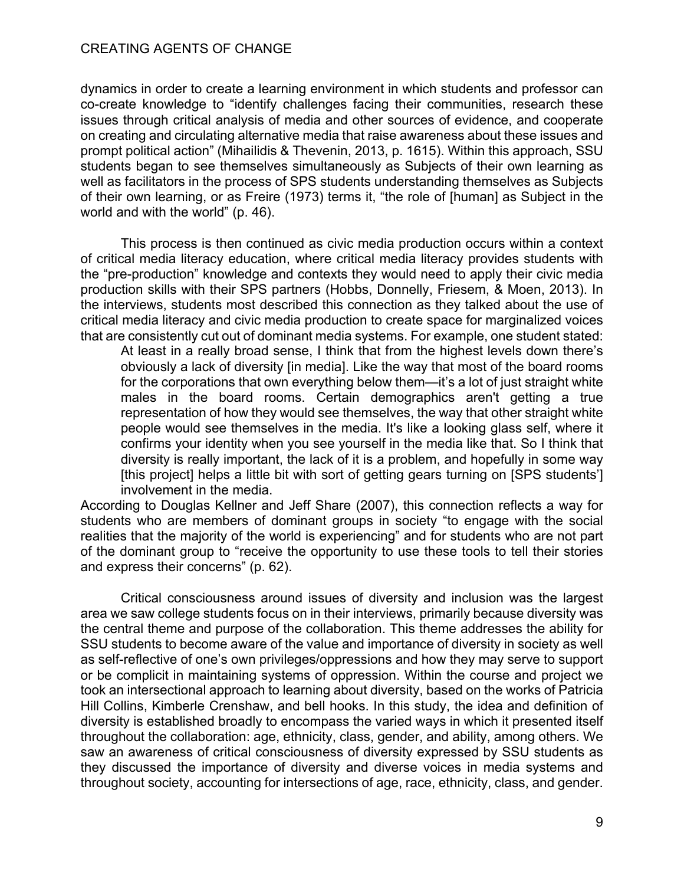dynamics in order to create a learning environment in which students and professor can co-create knowledge to "identify challenges facing their communities, research these issues through critical analysis of media and other sources of evidence, and cooperate on creating and circulating alternative media that raise awareness about these issues and prompt political action" (Mihailidis & Thevenin, 2013, p. 1615). Within this approach, SSU students began to see themselves simultaneously as Subjects of their own learning as well as facilitators in the process of SPS students understanding themselves as Subjects of their own learning, or as Freire (1973) terms it, "the role of [human] as Subject in the world and with the world" (p. 46).

This process is then continued as civic media production occurs within a context of critical media literacy education, where critical media literacy provides students with the "pre-production" knowledge and contexts they would need to apply their civic media production skills with their SPS partners (Hobbs, Donnelly, Friesem, & Moen, 2013). In the interviews, students most described this connection as they talked about the use of critical media literacy and civic media production to create space for marginalized voices that are consistently cut out of dominant media systems. For example, one student stated:

> At least in a really broad sense, I think that from the highest levels down there's obviously a lack of diversity [in media]. Like the way that most of the board rooms for the corporations that own everything below them—it's a lot of just straight white males in the board rooms. Certain demographics aren't getting a true representation of how they would see themselves, the way that other straight white people would see themselves in the media. It's like a looking glass self, where it confirms your identity when you see yourself in the media like that. So I think that diversity is really important, the lack of it is a problem, and hopefully in some way [this project] helps a little bit with sort of getting gears turning on [SPS students'] involvement in the media.

According to Douglas Kellner and Jeff Share (2007), this connection reflects a way for students who are members of dominant groups in society "to engage with the social realities that the majority of the world is experiencing" and for students who are not part of the dominant group to "receive the opportunity to use these tools to tell their stories and express their concerns" (p. 62).

Critical consciousness around issues of diversity and inclusion was the largest area we saw college students focus on in their interviews, primarily because diversity was the central theme and purpose of the collaboration. This theme addresses the ability for SSU students to become aware of the value and importance of diversity in society as well as self-reflective of one's own privileges/oppressions and how they may serve to support or be complicit in maintaining systems of oppression. Within the course and project we took an intersectional approach to learning about diversity, based on the works of Patricia Hill Collins, Kimberle Crenshaw, and bell hooks. In this study, the idea and definition of diversity is established broadly to encompass the varied ways in which it presented itself throughout the collaboration: age, ethnicity, class, gender, and ability, among others. We saw an awareness of critical consciousness of diversity expressed by SSU students as they discussed the importance of diversity and diverse voices in media systems and throughout society, accounting for intersections of age, race, ethnicity, class, and gender.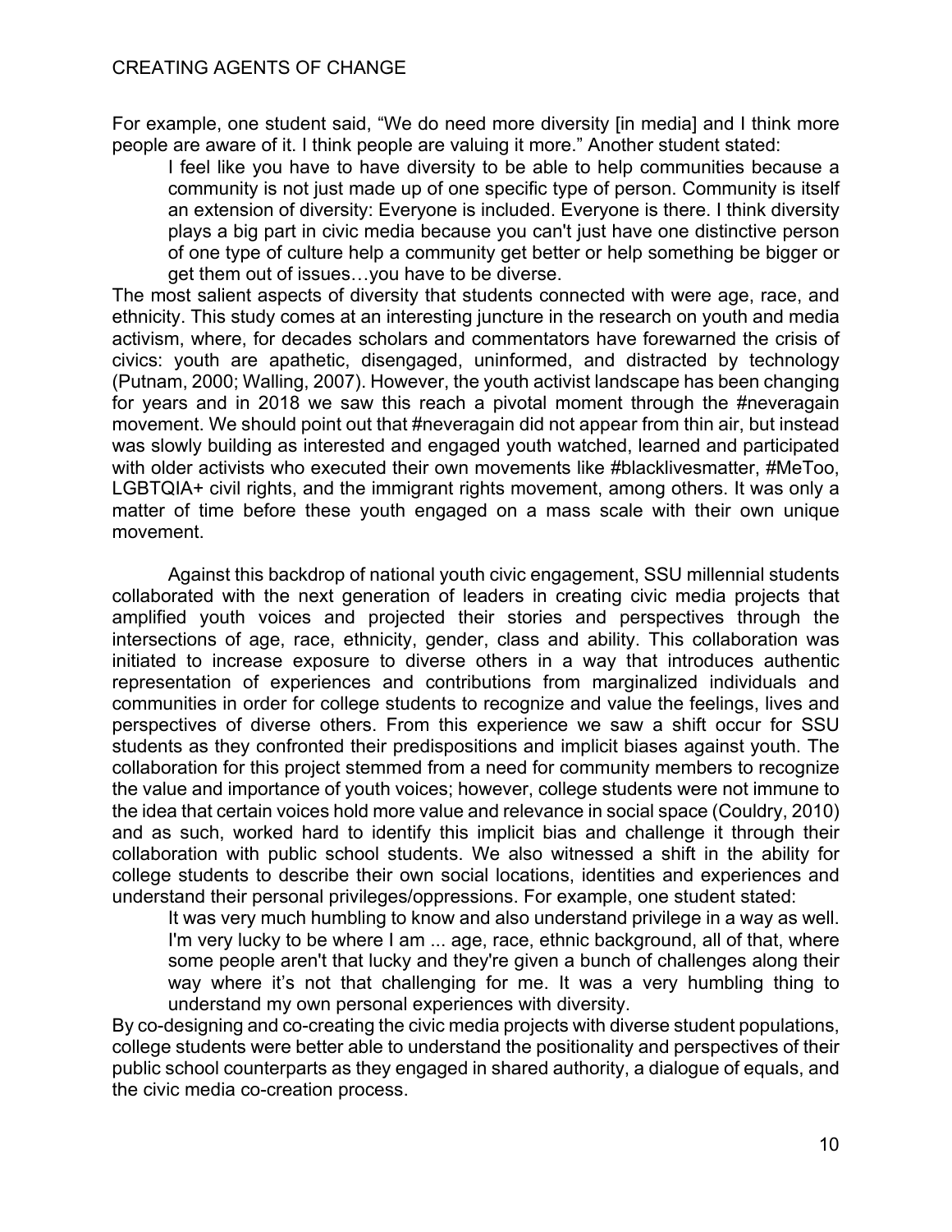For example, one student said, "We do need more diversity [in media] and I think more people are aware of it. I think people are valuing it more." Another student stated:

> I feel like you have to have diversity to be able to help communities because a community is not just made up of one specific type of person. Community is itself an extension of diversity: Everyone is included. Everyone is there. I think diversity plays a big part in civic media because you can't just have one distinctive person of one type of culture help a community get better or help something be bigger or get them out of issues…you have to be diverse.

The most salient aspects of diversity that students connected with were age, race, and ethnicity. This study comes at an interesting juncture in the research on youth and media activism, where, for decades scholars and commentators have forewarned the crisis of civics: youth are apathetic, disengaged, uninformed, and distracted by technology (Putnam, 2000; Walling, 2007). However, the youth activist landscape has been changing for years and in 2018 we saw this reach a pivotal moment through the #neveragain movement. We should point out that #neveragain did not appear from thin air, but instead was slowly building as interested and engaged youth watched, learned and participated with older activists who executed their own movements like #blacklivesmatter, #MeToo, LGBTQIA+ civil rights, and the immigrant rights movement, among others. It was only a matter of time before these youth engaged on a mass scale with their own unique movement.

Against this backdrop of national youth civic engagement, SSU millennial students collaborated with the next generation of leaders in creating civic media projects that amplified youth voices and projected their stories and perspectives through the intersections of age, race, ethnicity, gender, class and ability. This collaboration was initiated to increase exposure to diverse others in a way that introduces authentic representation of experiences and contributions from marginalized individuals and communities in order for college students to recognize and value the feelings, lives and perspectives of diverse others. From this experience we saw a shift occur for SSU students as they confronted their predispositions and implicit biases against youth. The collaboration for this project stemmed from a need for community members to recognize the value and importance of youth voices; however, college students were not immune to the idea that certain voices hold more value and relevance in social space (Couldry, 2010) and as such, worked hard to identify this implicit bias and challenge it through their collaboration with public school students. We also witnessed a shift in the ability for college students to describe their own social locations, identities and experiences and understand their personal privileges/oppressions. For example, one student stated:

> It was very much humbling to know and also understand privilege in a way as well. I'm very lucky to be where I am ... age, race, ethnic background, all of that, where some people aren't that lucky and they're given a bunch of challenges along their way where it's not that challenging for me. It was a very humbling thing to understand my own personal experiences with diversity.

By co-designing and co-creating the civic media projects with diverse student populations, college students were better able to understand the positionality and perspectives of their public school counterparts as they engaged in shared authority, a dialogue of equals, and the civic media co-creation process.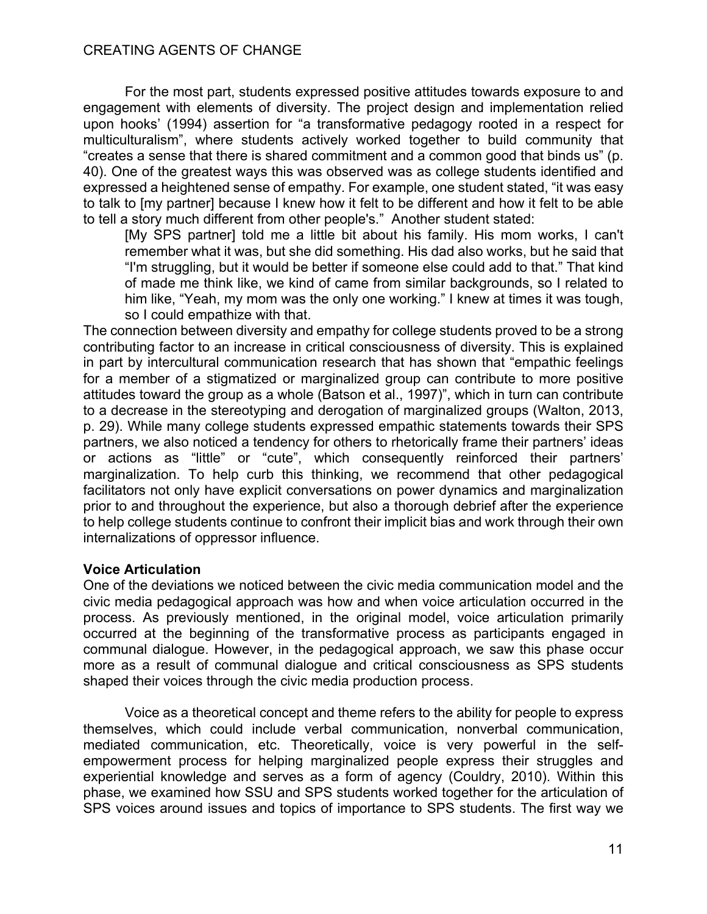For the most part, students expressed positive attitudes towards exposure to and engagement with elements of diversity. The project design and implementation relied upon hooks' (1994) assertion for "a transformative pedagogy rooted in a respect for multiculturalism", where students actively worked together to build community that "creates a sense that there is shared commitment and a common good that binds us" (p. 40). One of the greatest ways this was observed was as college students identified and expressed a heightened sense of empathy. For example, one student stated, "it was easy to talk to [my partner] because I knew how it felt to be different and how it felt to be able to tell a story much different from other people's." Another student stated:

> [My SPS partner] told me a little bit about his family. His mom works, I can't remember what it was, but she did something. His dad also works, but he said that "I'm struggling, but it would be better if someone else could add to that." That kind of made me think like, we kind of came from similar backgrounds, so I related to him like, "Yeah, my mom was the only one working." I knew at times it was tough, so I could empathize with that.

The connection between diversity and empathy for college students proved to be a strong contributing factor to an increase in critical consciousness of diversity. This is explained in part by intercultural communication research that has shown that "empathic feelings for a member of a stigmatized or marginalized group can contribute to more positive attitudes toward the group as a whole (Batson et al., 1997)", which in turn can contribute to a decrease in the stereotyping and derogation of marginalized groups (Walton, 2013, p. 29). While many college students expressed empathic statements towards their SPS partners, we also noticed a tendency for others to rhetorically frame their partners' ideas or actions as "little" or "cute", which consequently reinforced their partners' marginalization. To help curb this thinking, we recommend that other pedagogical facilitators not only have explicit conversations on power dynamics and marginalization prior to and throughout the experience, but also a thorough debrief after the experience to help college students continue to confront their implicit bias and work through their own internalizations of oppressor influence.

**Voice Articulation**

One of the deviations we noticed between the civic media communication model and the civic media pedagogical approach was how and when voice articulation occurred in the process. As previously mentioned, in the original model, voice articulation primarily occurred at the beginning of the transformative process as participants engaged in communal dialogue. However, in the pedagogical approach, we saw this phase occur more as a result of communal dialogue and critical consciousness as SPS students shaped their voices through the civic media production process.

Voice as a theoretical concept and theme refers to the ability for people to express themselves, which could include verbal communication, nonverbal communication, mediated communication, etc. Theoretically, voice is very powerful in the self-empowerment process for helping marginalized people express their struggles and experiential knowledge and serves as a form of agency (Couldry, 2010). Within this phase, we examined how SSU and SPS students worked together for the articulation of SPS voices around issues and topics of importance to SPS students. The first way we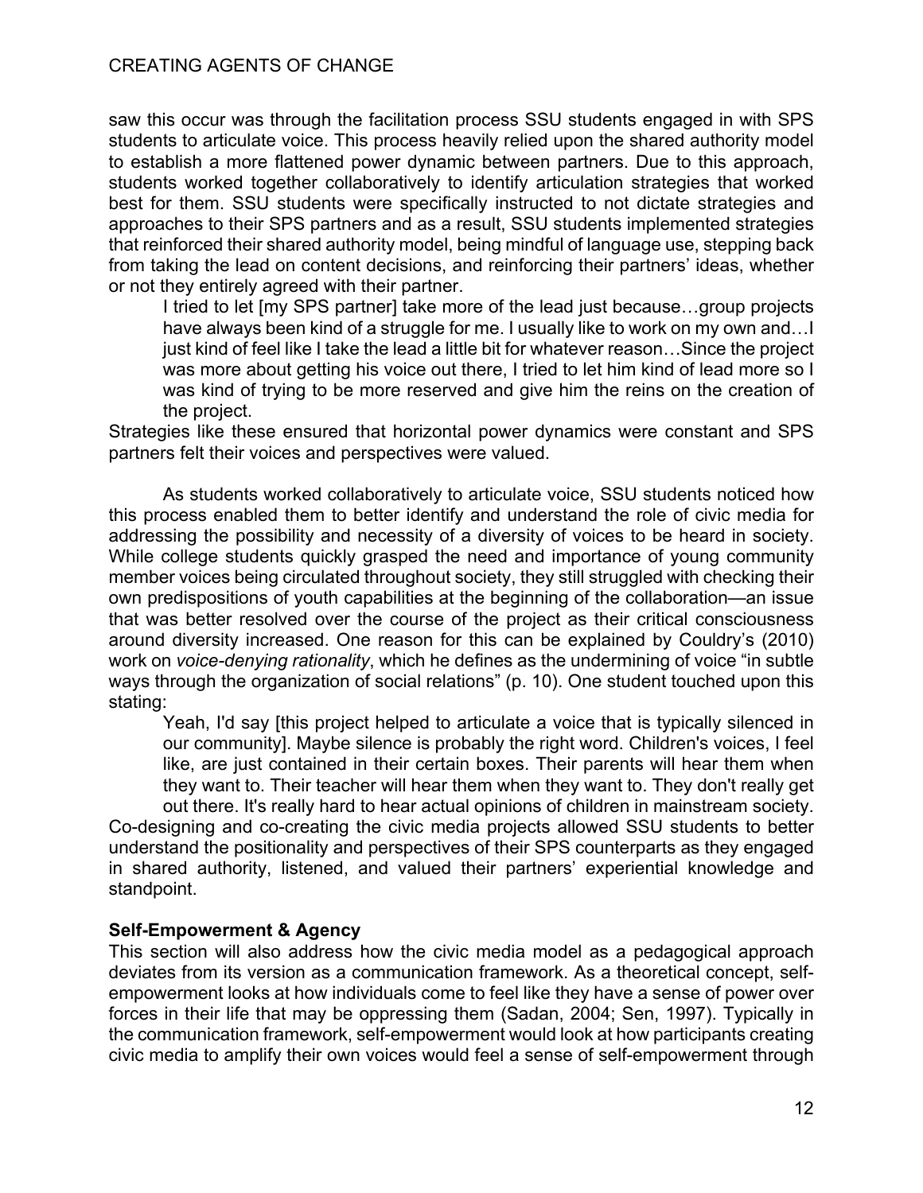saw this occur was through the facilitation process SSU students engaged in with SPS students to articulate voice. This process heavily relied upon the shared authority model to establish a more flattened power dynamic between partners. Due to this approach, students worked together collaboratively to identify articulation strategies that worked best for them. SSU students were specifically instructed to not dictate strategies and approaches to their SPS partners and as a result, SSU students implemented strategies that reinforced their shared authority model, being mindful of language use, stepping back from taking the lead on content decisions, and reinforcing their partners' ideas, whether or not they entirely agreed with their partner.

> I tried to let [my SPS partner] take more of the lead just because…group projects have always been kind of a struggle for me. I usually like to work on my own and…I just kind of feel like I take the lead a little bit for whatever reason…Since the project was more about getting his voice out there, I tried to let him kind of lead more so I was kind of trying to be more reserved and give him the reins on the creation of the project.

Strategies like these ensured that horizontal power dynamics were constant and SPS partners felt their voices and perspectives were valued.

As students worked collaboratively to articulate voice, SSU students noticed how this process enabled them to better identify and understand the role of civic media for addressing the possibility and necessity of a diversity of voices to be heard in society. While college students quickly grasped the need and importance of young community member voices being circulated throughout society, they still struggled with checking their own predispositions of youth capabilities at the beginning of the collaboration—an issue that was better resolved over the course of the project as their critical consciousness around diversity increased. One reason for this can be explained by Couldry's (2010) work on *voice-denying rationality*, which he defines as the undermining of voice "in subtle ways through the organization of social relations" (p. 10). One student touched upon this stating:

> Yeah, I'd say [this project helped to articulate a voice that is typically silenced in our community]. Maybe silence is probably the right word. Children's voices, I feel like, are just contained in their certain boxes. Their parents will hear them when they want to. Their teacher will hear them when they want to. They don't really get out there. It's really hard to hear actual opinions of children in mainstream society.

Co-designing and co-creating the civic media projects allowed SSU students to better understand the positionality and perspectives of their SPS counterparts as they engaged in shared authority, listened, and valued their partners' experiential knowledge and standpoint.

**Self-Empowerment & Agency**

This section will also address how the civic media model as a pedagogical approach deviates from its version as a communication framework. As a theoretical concept, self-empowerment looks at how individuals come to feel like they have a sense of power over forces in their life that may be oppressing them (Sadan, 2004; Sen, 1997). Typically in the communication framework, self-empowerment would look at how participants creating civic media to amplify their own voices would feel a sense of self-empowerment through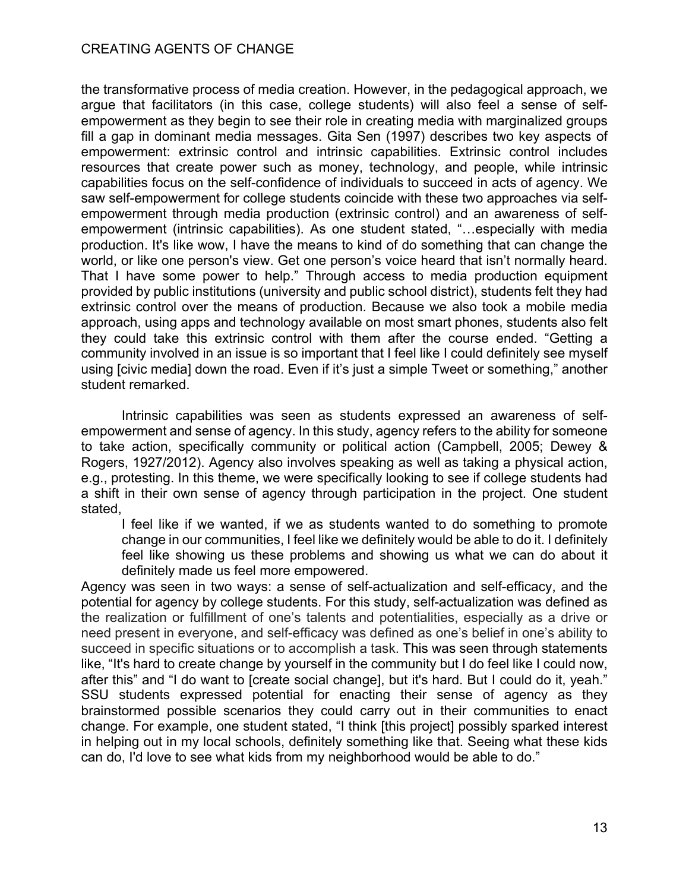the transformative process of media creation. However, in the pedagogical approach, we argue that facilitators (in this case, college students) will also feel a sense of self-empowerment as they begin to see their role in creating media with marginalized groups fill a gap in dominant media messages. Gita Sen (1997) describes two key aspects of empowerment: extrinsic control and intrinsic capabilities. Extrinsic control includes resources that create power such as money, technology, and people, while intrinsic capabilities focus on the self-confidence of individuals to succeed in acts of agency. We saw self-empowerment for college students coincide with these two approaches via self-empowerment through media production (extrinsic control) and an awareness of self-empowerment (intrinsic capabilities). As one student stated, "…especially with media production. It's like wow, I have the means to kind of do something that can change the world, or like one person's view. Get one person's voice heard that isn't normally heard. That I have some power to help." Through access to media production equipment provided by public institutions (university and public school district), students felt they had extrinsic control over the means of production. Because we also took a mobile media approach, using apps and technology available on most smart phones, students also felt they could take this extrinsic control with them after the course ended. "Getting a community involved in an issue is so important that I feel like I could definitely see myself using [civic media] down the road. Even if it's just a simple Tweet or something," another student remarked.

Intrinsic capabilities was seen as students expressed an awareness of self-empowerment and sense of agency. In this study, agency refers to the ability for someone to take action, specifically community or political action (Campbell, 2005; Dewey & Rogers, 1927/2012). Agency also involves speaking as well as taking a physical action, e.g., protesting. In this theme, we were specifically looking to see if college students had a shift in their own sense of agency through participation in the project. One student stated,

> I feel like if we wanted, if we as students wanted to do something to promote change in our communities, I feel like we definitely would be able to do it. I definitely feel like showing us these problems and showing us what we can do about it definitely made us feel more empowered.

Agency was seen in two ways: a sense of self-actualization and self-efficacy, and the potential for agency by college students. For this study, self-actualization was defined as the realization or fulfillment of one's talents and potentialities, especially as a drive or need present in everyone, and self-efficacy was defined as one's belief in one's ability to succeed in specific situations or to accomplish a task. This was seen through statements like, "It's hard to create change by yourself in the community but I do feel like I could now, after this" and "I do want to [create social change], but it's hard. But I could do it, yeah." SSU students expressed potential for enacting their sense of agency as they brainstormed possible scenarios they could carry out in their communities to enact change. For example, one student stated, "I think [this project] possibly sparked interest in helping out in my local schools, definitely something like that. Seeing what these kids can do, I'd love to see what kids from my neighborhood would be able to do."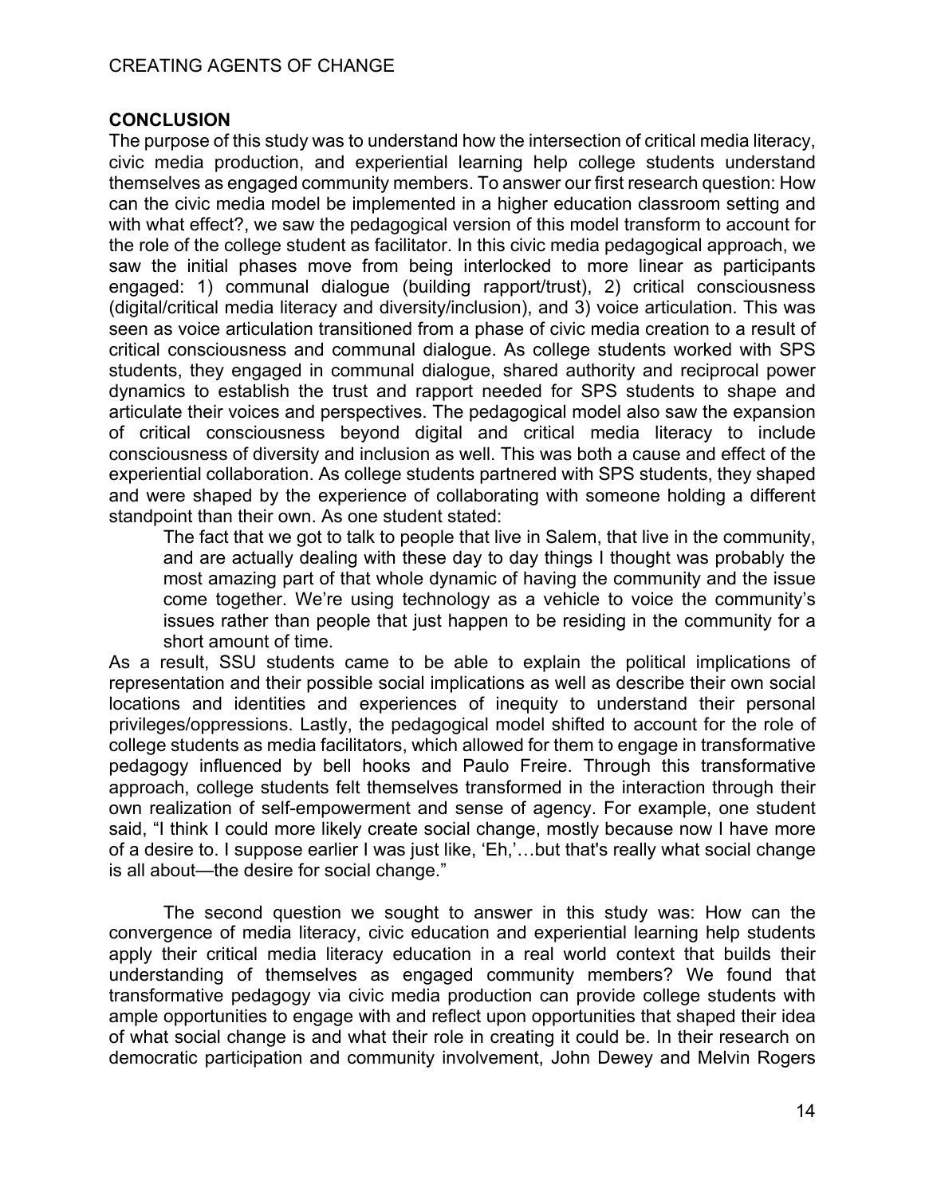## CONCLUSION

The purpose of this study was to understand how the intersection of critical media literacy, civic media production, and experiential learning help college students understand themselves as engaged community members. To answer our first research question: How can the civic media model be implemented in a higher education classroom setting and with what effect?, we saw the pedagogical version of this model transform to account for the role of the college student as facilitator. In this civic media pedagogical approach, we saw the initial phases move from being interlocked to more linear as participants engaged: 1) communal dialogue (building rapport/trust), 2) critical consciousness (digital/critical media literacy and diversity/inclusion), and 3) voice articulation. This was seen as voice articulation transitioned from a phase of civic media creation to a result of critical consciousness and communal dialogue. As college students worked with SPS students, they engaged in communal dialogue, shared authority and reciprocal power dynamics to establish the trust and rapport needed for SPS students to shape and articulate their voices and perspectives. The pedagogical model also saw the expansion of critical consciousness beyond digital and critical media literacy to include consciousness of diversity and inclusion as well. This was both a cause and effect of the experiential collaboration. As college students partnered with SPS students, they shaped and were shaped by the experience of collaborating with someone holding a different standpoint than their own. As one student stated:

> The fact that we got to talk to people that live in Salem, that live in the community, and are actually dealing with these day to day things I thought was probably the most amazing part of that whole dynamic of having the community and the issue come together. We're using technology as a vehicle to voice the community's issues rather than people that just happen to be residing in the community for a short amount of time.

As a result, SSU students came to be able to explain the political implications of representation and their possible social implications as well as describe their own social locations and identities and experiences of inequity to understand their personal privileges/oppressions. Lastly, the pedagogical model shifted to account for the role of college students as media facilitators, which allowed for them to engage in transformative pedagogy influenced by bell hooks and Paulo Freire. Through this transformative approach, college students felt themselves transformed in the interaction through their own realization of self-empowerment and sense of agency. For example, one student said, "I think I could more likely create social change, mostly because now I have more of a desire to. I suppose earlier I was just like, 'Eh,'…but that's really what social change is all about—the desire for social change."

The second question we sought to answer in this study was: How can the convergence of media literacy, civic education and experiential learning help students apply their critical media literacy education in a real world context that builds their understanding of themselves as engaged community members? We found that transformative pedagogy via civic media production can provide college students with ample opportunities to engage with and reflect upon opportunities that shaped their idea of what social change is and what their role in creating it could be. In their research on democratic participation and community involvement, John Dewey and Melvin Rogers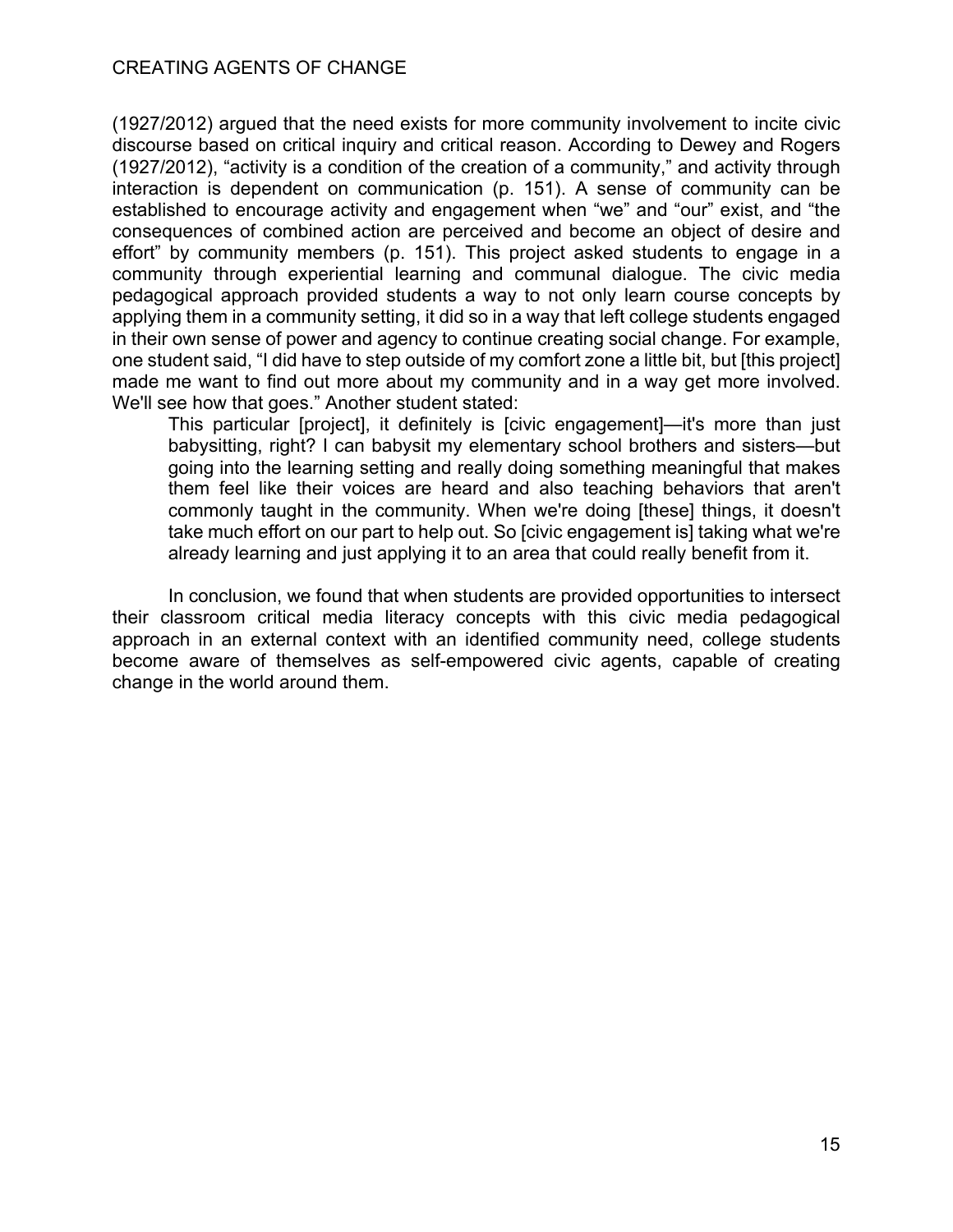(1927/2012) argued that the need exists for more community involvement to incite civic discourse based on critical inquiry and critical reason. According to Dewey and Rogers (1927/2012), "activity is a condition of the creation of a community," and activity through interaction is dependent on communication (p. 151). A sense of community can be established to encourage activity and engagement when "we" and "our" exist, and "the consequences of combined action are perceived and become an object of desire and effort" by community members (p. 151). This project asked students to engage in a community through experiential learning and communal dialogue. The civic media pedagogical approach provided students a way to not only learn course concepts by applying them in a community setting, it did so in a way that left college students engaged in their own sense of power and agency to continue creating social change. For example, one student said, "I did have to step outside of my comfort zone a little bit, but [this project] made me want to find out more about my community and in a way get more involved. We'll see how that goes." Another student stated:

> This particular [project], it definitely is [civic engagement]—it's more than just babysitting, right? I can babysit my elementary school brothers and sisters—but going into the learning setting and really doing something meaningful that makes them feel like their voices are heard and also teaching behaviors that aren't commonly taught in the community. When we're doing [these] things, it doesn't take much effort on our part to help out. So [civic engagement is] taking what we're already learning and just applying it to an area that could really benefit from it.

In conclusion, we found that when students are provided opportunities to intersect their classroom critical media literacy concepts with this civic media pedagogical approach in an external context with an identified community need, college students become aware of themselves as self-empowered civic agents, capable of creating change in the world around them.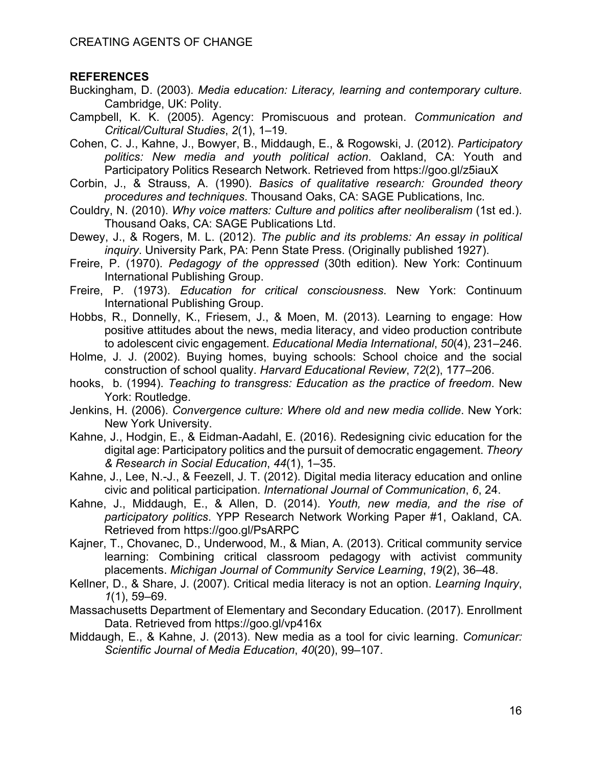**REFERENCES**

Buckingham, D. (2003). *Media education: Literacy, learning and contemporary culture*. Cambridge, UK: Polity.

Campbell, K. K. (2005). Agency: Promiscuous and protean. *Communication and Critical/Cultural Studies*, *2*(1), 1–19.

Cohen, C. J., Kahne, J., Bowyer, B., Middaugh, E., & Rogowski, J. (2012). *Participatory politics: New media and youth political action*. Oakland, CA: Youth and Participatory Politics Research Network. Retrieved from https://goo.gl/z5iauX

Corbin, J., & Strauss, A. (1990). *Basics of qualitative research: Grounded theory procedures and techniques*. Thousand Oaks, CA: SAGE Publications, Inc.

Couldry, N. (2010). *Why voice matters: Culture and politics after neoliberalism* (1st ed.). Thousand Oaks, CA: SAGE Publications Ltd.

Dewey, J., & Rogers, M. L. (2012). *The public and its problems: An essay in political inquiry*. University Park, PA: Penn State Press. (Originally published 1927).

Freire, P. (1970). *Pedagogy of the oppressed* (30th edition). New York: Continuum International Publishing Group.

Freire, P. (1973). *Education for critical consciousness*. New York: Continuum International Publishing Group.

Hobbs, R., Donnelly, K., Friesem, J., & Moen, M. (2013). Learning to engage: How positive attitudes about the news, media literacy, and video production contribute to adolescent civic engagement. *Educational Media International*, *50*(4), 231–246.

Holme, J. J. (2002). Buying homes, buying schools: School choice and the social construction of school quality. *Harvard Educational Review*, *72*(2), 177–206.

hooks, b. (1994). *Teaching to transgress: Education as the practice of freedom*. New York: Routledge.

Jenkins, H. (2006). *Convergence culture: Where old and new media collide*. New York: New York University.

Kahne, J., Hodgin, E., & Eidman-Aadahl, E. (2016). Redesigning civic education for the digital age: Participatory politics and the pursuit of democratic engagement. *Theory & Research in Social Education*, *44*(1), 1–35.

Kahne, J., Lee, N.-J., & Feezell, J. T. (2012). Digital media literacy education and online civic and political participation. *International Journal of Communication*, *6*, 24.

Kahne, J., Middaugh, E., & Allen, D. (2014). *Youth, new media, and the rise of participatory politics*. YPP Research Network Working Paper #1, Oakland, CA. Retrieved from https://goo.gl/PsARPC

Kajner, T., Chovanec, D., Underwood, M., & Mian, A. (2013). Critical community service learning: Combining critical classroom pedagogy with activist community placements. *Michigan Journal of Community Service Learning*, *19*(2), 36–48.

Kellner, D., & Share, J. (2007). Critical media literacy is not an option. *Learning Inquiry*, *1*(1), 59–69.

Massachusetts Department of Elementary and Secondary Education. (2017). Enrollment Data. Retrieved from https://goo.gl/vp416x

Middaugh, E., & Kahne, J. (2013). New media as a tool for civic learning. *Comunicar: Scientific Journal of Media Education*, *40*(20), 99–107.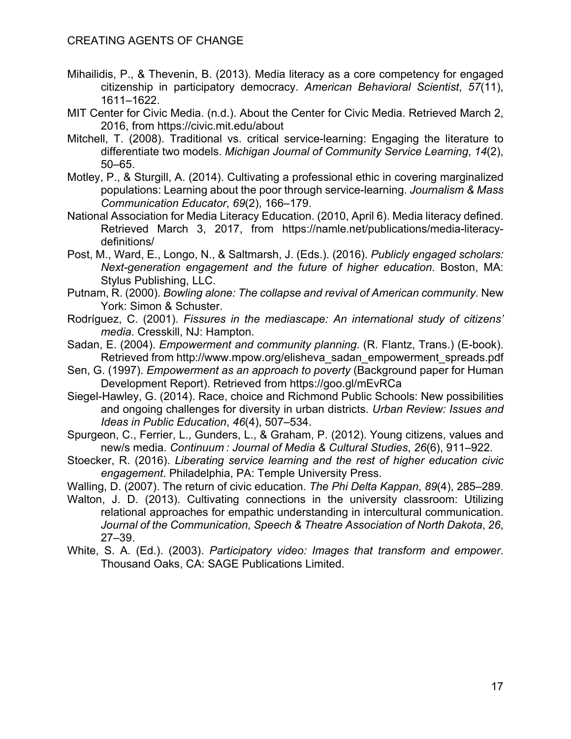Mihailidis, P., & Thevenin, B. (2013). Media literacy as a core competency for engaged citizenship in participatory democracy. *American Behavioral Scientist*, *57*(11), 1611–1622.

MIT Center for Civic Media. (n.d.). About the Center for Civic Media. Retrieved March 2, 2016, from https://civic.mit.edu/about

Mitchell, T. (2008). Traditional vs. critical service-learning: Engaging the literature to differentiate two models. *Michigan Journal of Community Service Learning*, *14*(2), 50–65.

Motley, P., & Sturgill, A. (2014). Cultivating a professional ethic in covering marginalized populations: Learning about the poor through service-learning. *Journalism & Mass Communication Educator*, *69*(2), 166–179.

National Association for Media Literacy Education. (2010, April 6). Media literacy defined. Retrieved March 3, 2017, from https://namle.net/publications/media-literacy-definitions/

Post, M., Ward, E., Longo, N., & Saltmarsh, J. (Eds.). (2016). *Publicly engaged scholars: Next-generation engagement and the future of higher education*. Boston, MA: Stylus Publishing, LLC.

Putnam, R. (2000). *Bowling alone: The collapse and revival of American community*. New York: Simon & Schuster.

Rodríguez, C. (2001). *Fissures in the mediascape: An international study of citizens' media*. Cresskill, NJ: Hampton.

Sadan, E. (2004). *Empowerment and community planning*. (R. Flantz, Trans.) (E-book). Retrieved from http://www.mpow.org/elisheva_sadan_empowerment_spreads.pdf

Sen, G. (1997). *Empowerment as an approach to poverty* (Background paper for Human Development Report). Retrieved from https://goo.gl/mEvRCa

Siegel-Hawley, G. (2014). Race, choice and Richmond Public Schools: New possibilities and ongoing challenges for diversity in urban districts. *Urban Review: Issues and Ideas in Public Education*, *46*(4), 507–534.

Spurgeon, C., Ferrier, L., Gunders, L., & Graham, P. (2012). Young citizens, values and new/s media. *Continuum : Journal of Media & Cultural Studies*, *26*(6), 911–922.

Stoecker, R. (2016). *Liberating service learning and the rest of higher education civic engagement*. Philadelphia, PA: Temple University Press.

Walling, D. (2007). The return of civic education. *The Phi Delta Kappan*, *89*(4), 285–289.

Walton, J. D. (2013). Cultivating connections in the university classroom: Utilizing relational approaches for empathic understanding in intercultural communication. *Journal of the Communication, Speech & Theatre Association of North Dakota*, *26*, 27–39.

White, S. A. (Ed.). (2003). *Participatory video: Images that transform and empower*. Thousand Oaks, CA: SAGE Publications Limited.